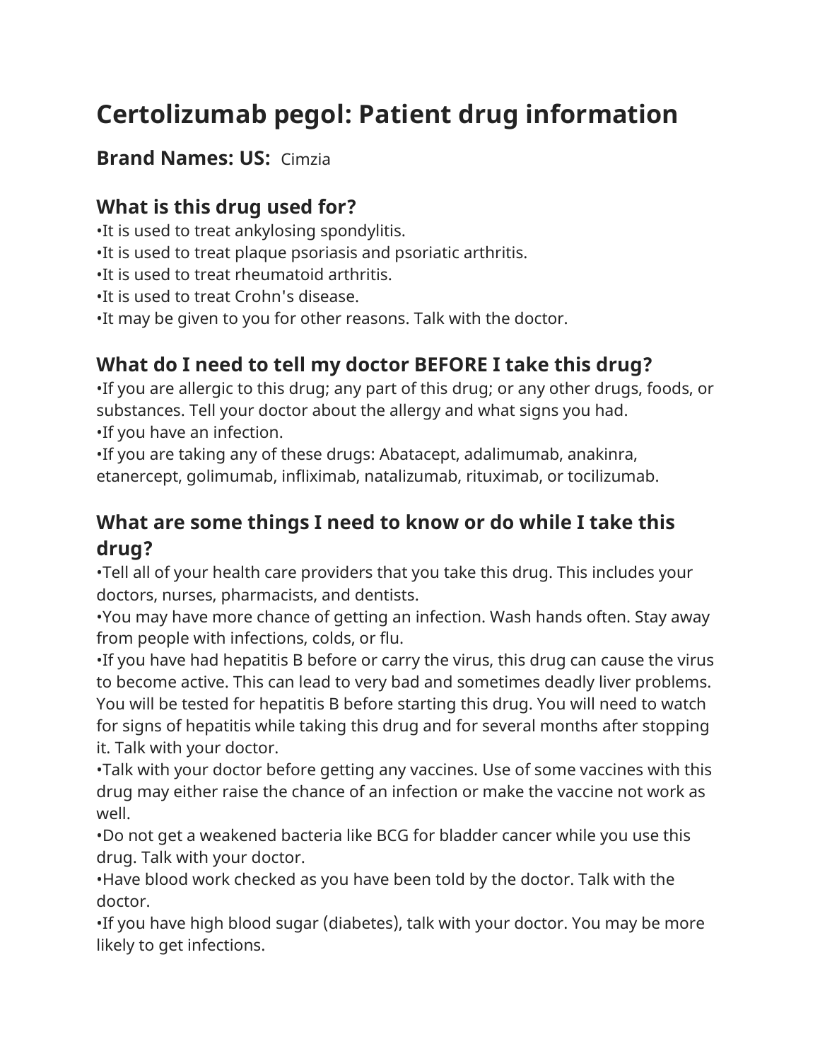# Certolizumab pegol: Patient drug information

**Brand Names: US:** Cimzia

## What is this drug used for?

•It is used to treat ankylosing spondylitis.
•It is used to treat plaque psoriasis and psoriatic arthritis.
•It is used to treat rheumatoid arthritis.
•It is used to treat Crohn's disease.
•It may be given to you for other reasons. Talk with the doctor.

## What do I need to tell my doctor BEFORE I take this drug?

•If you are allergic to this drug; any part of this drug; or any other drugs, foods, or substances. Tell your doctor about the allergy and what signs you had.
•If you have an infection.
•If you are taking any of these drugs: Abatacept, adalimumab, anakinra, etanercept, golimumab, infliximab, natalizumab, rituximab, or tocilizumab.

## What are some things I need to know or do while I take this drug?

•Tell all of your health care providers that you take this drug. This includes your doctors, nurses, pharmacists, and dentists.
•You may have more chance of getting an infection. Wash hands often. Stay away from people with infections, colds, or flu.
•If you have had hepatitis B before or carry the virus, this drug can cause the virus to become active. This can lead to very bad and sometimes deadly liver problems. You will be tested for hepatitis B before starting this drug. You will need to watch for signs of hepatitis while taking this drug and for several months after stopping it. Talk with your doctor.
•Talk with your doctor before getting any vaccines. Use of some vaccines with this drug may either raise the chance of an infection or make the vaccine not work as well.
•Do not get a weakened bacteria like BCG for bladder cancer while you use this drug. Talk with your doctor.
•Have blood work checked as you have been told by the doctor. Talk with the doctor.
•If you have high blood sugar (diabetes), talk with your doctor. You may be more likely to get infections.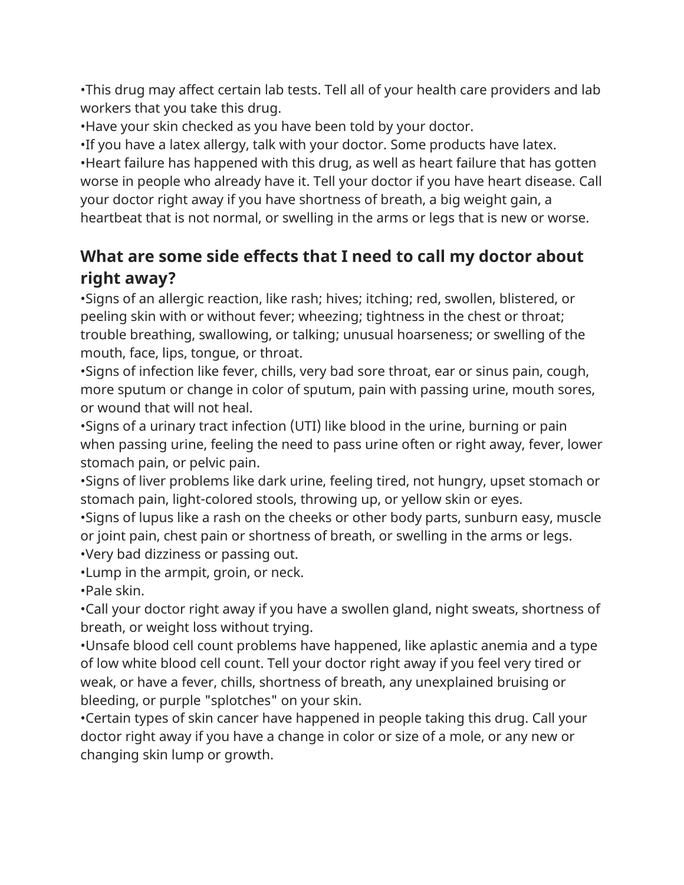•This drug may affect certain lab tests. Tell all of your health care providers and lab workers that you take this drug.
•Have your skin checked as you have been told by your doctor.
•If you have a latex allergy, talk with your doctor. Some products have latex.
•Heart failure has happened with this drug, as well as heart failure that has gotten worse in people who already have it. Tell your doctor if you have heart disease. Call your doctor right away if you have shortness of breath, a big weight gain, a heartbeat that is not normal, or swelling in the arms or legs that is new or worse.

## What are some side effects that I need to call my doctor about right away?

•Signs of an allergic reaction, like rash; hives; itching; red, swollen, blistered, or peeling skin with or without fever; wheezing; tightness in the chest or throat; trouble breathing, swallowing, or talking; unusual hoarseness; or swelling of the mouth, face, lips, tongue, or throat.
•Signs of infection like fever, chills, very bad sore throat, ear or sinus pain, cough, more sputum or change in color of sputum, pain with passing urine, mouth sores, or wound that will not heal.
•Signs of a urinary tract infection (UTI) like blood in the urine, burning or pain when passing urine, feeling the need to pass urine often or right away, fever, lower stomach pain, or pelvic pain.
•Signs of liver problems like dark urine, feeling tired, not hungry, upset stomach or stomach pain, light-colored stools, throwing up, or yellow skin or eyes.
•Signs of lupus like a rash on the cheeks or other body parts, sunburn easy, muscle or joint pain, chest pain or shortness of breath, or swelling in the arms or legs.
•Very bad dizziness or passing out.
•Lump in the armpit, groin, or neck.
•Pale skin.
•Call your doctor right away if you have a swollen gland, night sweats, shortness of breath, or weight loss without trying.
•Unsafe blood cell count problems have happened, like aplastic anemia and a type of low white blood cell count. Tell your doctor right away if you feel very tired or weak, or have a fever, chills, shortness of breath, any unexplained bruising or bleeding, or purple "splotches" on your skin.
•Certain types of skin cancer have happened in people taking this drug. Call your doctor right away if you have a change in color or size of a mole, or any new or changing skin lump or growth.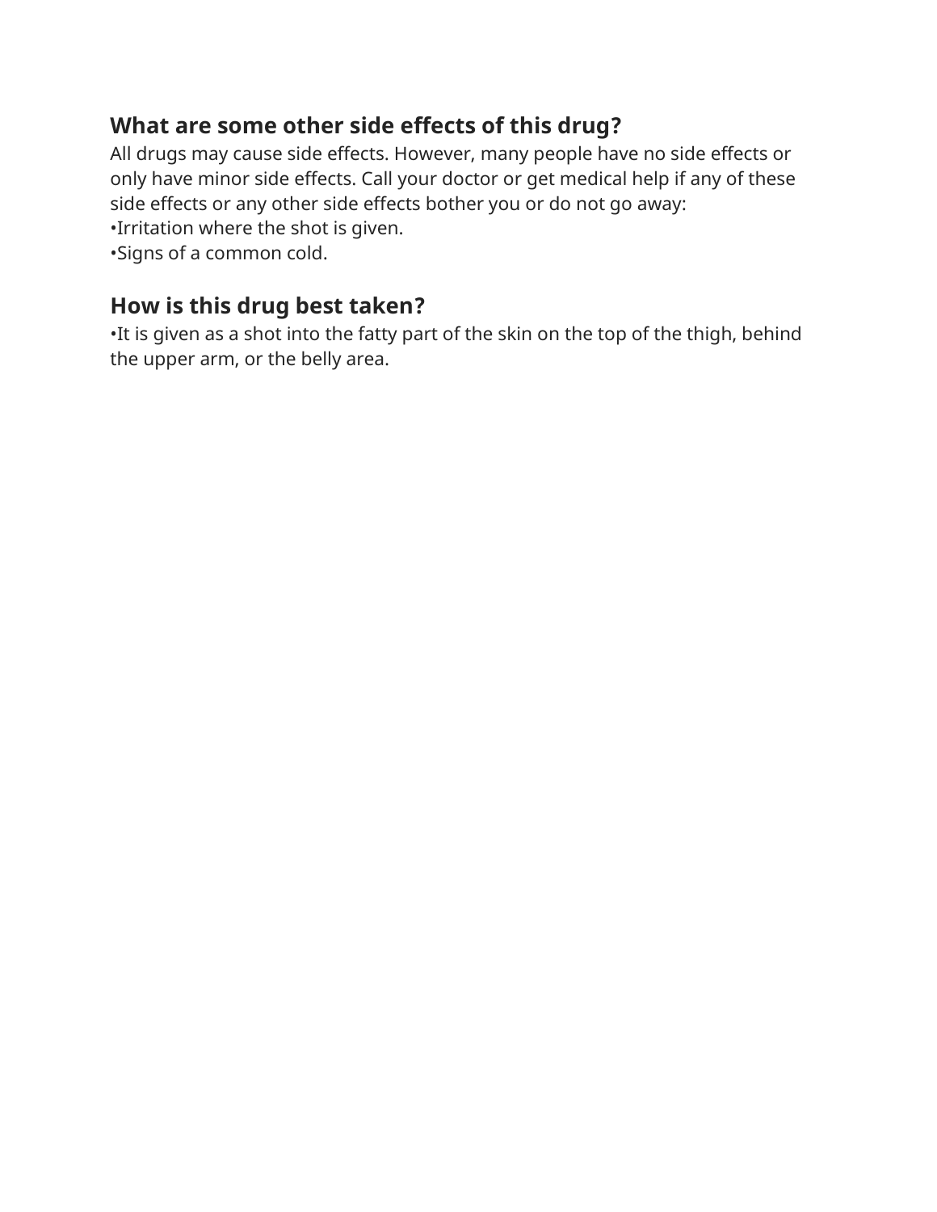## What are some other side effects of this drug?

All drugs may cause side effects. However, many people have no side effects or only have minor side effects. Call your doctor or get medical help if any of these side effects or any other side effects bother you or do not go away:

- Irritation where the shot is given.
- Signs of a common cold.

## How is this drug best taken?

- It is given as a shot into the fatty part of the skin on the top of the thigh, behind the upper arm, or the belly area.